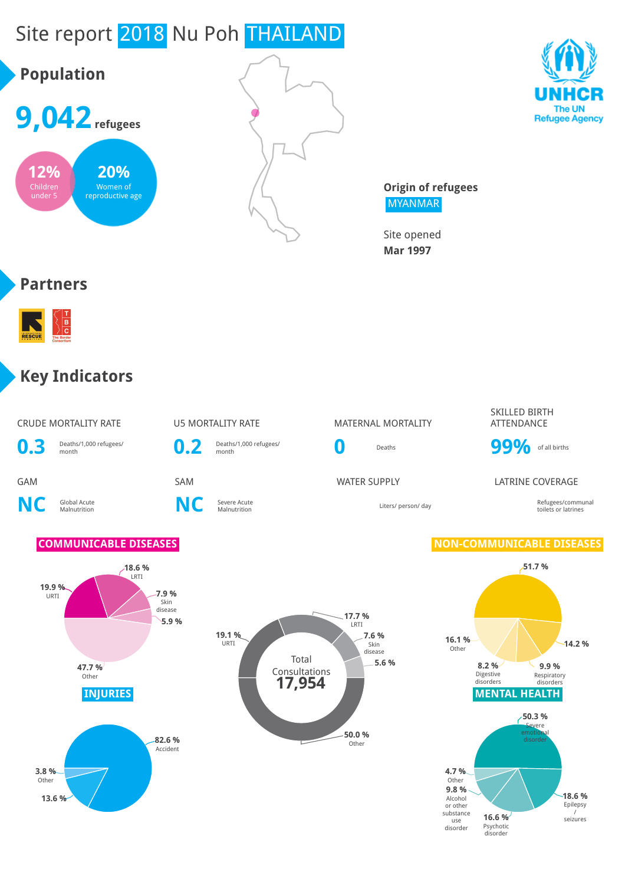# Site report 2018 Nu Poh THAILAND

## Population

**9,042** refugees

**12%** Children under 5

**20%** Women of reproductive age

UNHCR The UN Refugee Agency

**Origin of refugees**
MYANMAR

Site opened
**Mar 1997**

## Partners

## Key Indicators

| CRUDE MORTALITY RATE | U5 MORTALITY RATE | MATERNAL MORTALITY | SKILLED BIRTH ATTENDANCE |
|---|---|---|---|
| **0.3** Deaths/1,000 refugees/ month | **0.2** Deaths/1,000 refugees/ month | **0** Deaths | **99%** of all births |

| GAM | SAM | WATER SUPPLY | LATRINE COVERAGE |
|---|---|---|---|
| **NC** Global Acute Malnutrition | **NC** Severe Acute Malnutrition | Liters/ person/ day | Refugees/communal toilets or latrines |

### COMMUNICABLE DISEASES

- 19.9 % URTI
- 18.6 % LRTI
- 7.9 % Skin disease
- 5.9 %
- 47.7 % Other

### Total Consultations 17,954

- 19.1 % URTI
- 17.7 % LRTI
- 7.6 % Skin disease
- 5.6 %
- 50.0 % Other

### NON-COMMUNICABLE DISEASES

- 51.7 %
- 14.2 %
- 9.9 % Respiratory disorders
- 8.2 % Digestive disorders
- 16.1 % Other

### INJURIES

- 82.6 % Accident
- 13.6 %
- 3.8 % Other

### MENTAL HEALTH

- 50.3 % Severe emotional disorder
- 18.6 % Epilepsy / seizures
- 16.6 % Psychotic disorder
- 9.8 % Alcohol or other substance use disorder
- 4.7 % Other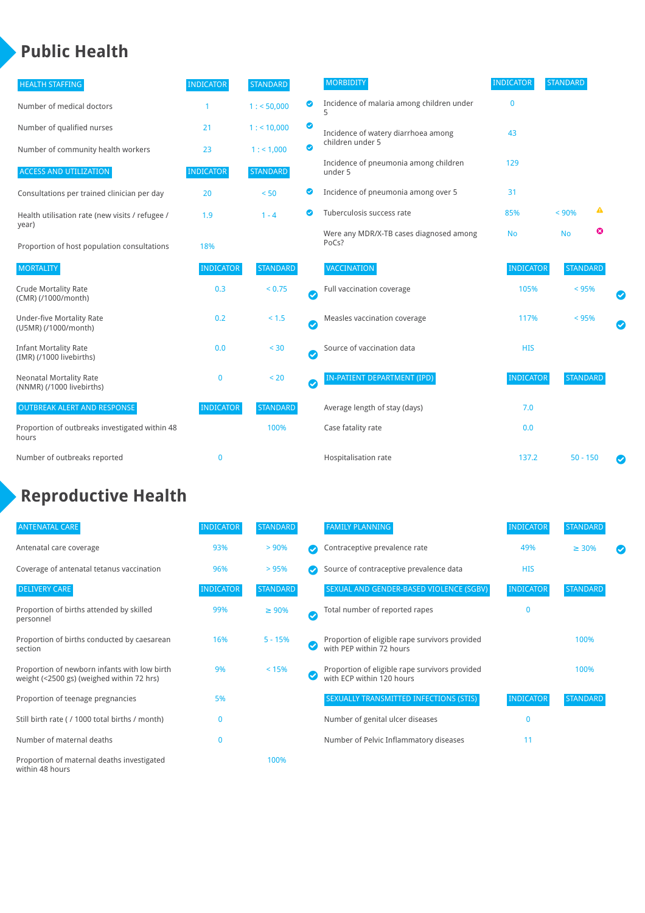# Public Health

| HEALTH STAFFING | INDICATOR | STANDARD | |
|---|---|---|---|
| Number of medical doctors | 1 | 1 : < 50,000 | ✔ |
| Number of qualified nurses | 21 | 1 : < 10,000 | ✔ |
| Number of community health workers | 23 | 1 : < 1,000 | ✔ |

| ACCESS AND UTILIZATION | INDICATOR | STANDARD | |
|---|---|---|---|
| Consultations per trained clinician per day | 20 | < 50 | ✔ |
| Health utilisation rate (new visits / refugee / year) | 1.9 | 1 - 4 | ✔ |
| Proportion of host population consultations | 18% | | |

| MORTALITY | INDICATOR | STANDARD | |
|---|---|---|---|
| Crude Mortality Rate (CMR) (/1000/month) | 0.3 | < 0.75 | ✔ |
| Under-five Mortality Rate (U5MR) (/1000/month) | 0.2 | < 1.5 | ✔ |
| Infant Mortality Rate (IMR) (/1000 livebirths) | 0.0 | < 30 | ✔ |
| Neonatal Mortality Rate (NNMR) (/1000 livebirths) | 0 | < 20 | ✔ |

| OUTBREAK ALERT AND RESPONSE | INDICATOR | STANDARD |
|---|---|---|
| Proportion of outbreaks investigated within 48 hours | | 100% |
| Number of outbreaks reported | 0 | |

| MORBIDITY | INDICATOR | STANDARD | |
|---|---|---|---|
| Incidence of malaria among children under 5 | 0 | | |
| Incidence of watery diarrhoea among children under 5 | 43 | | |
| Incidence of pneumonia among children under 5 | 129 | | |
| Incidence of pneumonia among over 5 | 31 | | |
| Tuberculosis success rate | 85% | < 90% | ⚠ |
| Were any MDR/X-TB cases diagnosed among PoCs? | No | No | ✖ |

| VACCINATION | INDICATOR | STANDARD | |
|---|---|---|---|
| Full vaccination coverage | 105% | < 95% | ✔ |
| Measles vaccination coverage | 117% | < 95% | ✔ |
| Source of vaccination data | HIS | | |

| IN-PATIENT DEPARTMENT (IPD) | INDICATOR | STANDARD | |
|---|---|---|---|
| Average length of stay (days) | 7.0 | | |
| Case fatality rate | 0.0 | | |
| Hospitalisation rate | 137.2 | 50 - 150 | ✔ |

# Reproductive Health

| ANTENATAL CARE | INDICATOR | STANDARD | |
|---|---|---|---|
| Antenatal care coverage | 93% | > 90% | ✔ |
| Coverage of antenatal tetanus vaccination | 96% | > 95% | ✔ |

| DELIVERY CARE | INDICATOR | STANDARD | |
|---|---|---|---|
| Proportion of births attended by skilled personnel | 99% | ≥ 90% | ✔ |
| Proportion of births conducted by caesarean section | 16% | 5 - 15% | ✔ |
| Proportion of newborn infants with low birth weight (<2500 gs) (weighed within 72 hrs) | 9% | < 15% | ✔ |
| Proportion of teenage pregnancies | 5% | | |
| Still birth rate ( / 1000 total births / month) | 0 | | |
| Number of maternal deaths | 0 | | |
| Proportion of maternal deaths investigated within 48 hours | | 100% | |

| FAMILY PLANNING | INDICATOR | STANDARD | |
|---|---|---|---|
| Contraceptive prevalence rate | 49% | ≥ 30% | ✔ |
| Source of contraceptive prevalence data | HIS | | |

| SEXUAL AND GENDER-BASED VIOLENCE (SGBV) | INDICATOR | STANDARD |
|---|---|---|
| Total number of reported rapes | 0 | |
| Proportion of eligible rape survivors provided with PEP within 72 hours | | 100% |
| Proportion of eligible rape survivors provided with ECP within 120 hours | | 100% |

| SEXUALLY TRANSMITTED INFECTIONS (STIS) | INDICATOR | STANDARD |
|---|---|---|
| Number of genital ulcer diseases | 0 | |
| Number of Pelvic Inflammatory diseases | 11 | |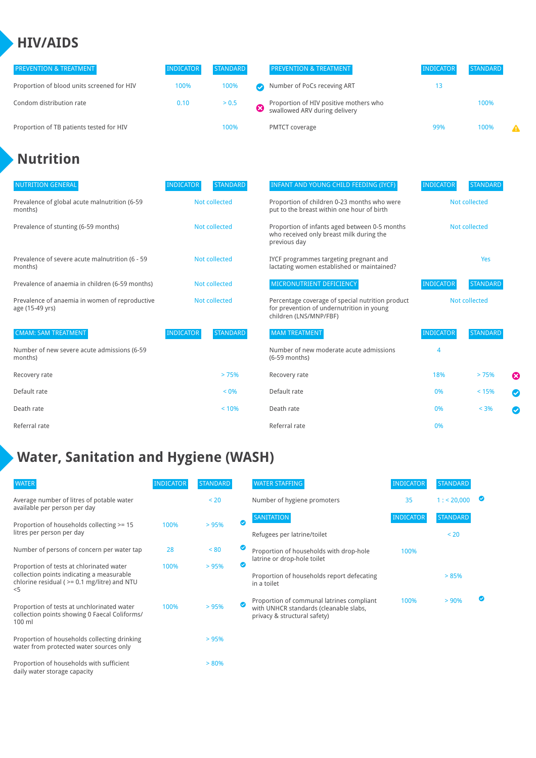# HIV/AIDS

| PREVENTION & TREATMENT | INDICATOR | STANDARD | |
|---|---|---|---|
| Proportion of blood units screened for HIV | 100% | 100% | ✔ |
| Condom distribution rate | 0.10 | > 0.5 | ✖ |
| Proportion of TB patients tested for HIV | | 100% | |

| PREVENTION & TREATMENT | INDICATOR | STANDARD | |
|---|---|---|---|
| Number of PoCs receving ART | 13 | | |
| Proportion of HIV positive mothers who swallowed ARV during delivery | | 100% | |
| PMTCT coverage | 99% | 100% | ⚠ |

# Nutrition

| NUTRITION GENERAL | INDICATOR | STANDARD |
|---|---|---|
| Prevalence of global acute malnutrition (6-59 months) | Not collected | |
| Prevalence of stunting (6-59 months) | Not collected | |
| Prevalence of severe acute malnutrition (6 - 59 months) | Not collected | |
| Prevalence of anaemia in children (6-59 months) | Not collected | |
| Prevalence of anaemia in women of reproductive age (15-49 yrs) | Not collected | |

| INFANT AND YOUNG CHILD FEEDING (IYCF) | INDICATOR | STANDARD |
|---|---|---|
| Proportion of children 0-23 months who were put to the breast within one hour of birth | Not collected | |
| Proportion of infants aged between 0-5 months who received only breast milk during the previous day | Not collected | |
| IYCF programmes targeting pregnant and lactating women established or maintained? | | Yes |

| MICRONUTRIENT DEFICIENCY | INDICATOR | STANDARD |
|---|---|---|
| Percentage coverage of special nutrition product for prevention of undernutrition in young children (LNS/MNP/FBF) | Not collected | |

| CMAM: SAM TREATMENT | INDICATOR | STANDARD |
|---|---|---|
| Number of new severe acute admissions (6-59 months) | | |
| Recovery rate | | > 75% |
| Default rate | | < 0% |
| Death rate | | < 10% |
| Referral rate | | |

| MAM TREATMENT | INDICATOR | STANDARD | |
|---|---|---|---|
| Number of new moderate acute admissions (6-59 months) | 4 | | |
| Recovery rate | 18% | > 75% | ✖ |
| Default rate | 0% | < 15% | ✔ |
| Death rate | 0% | < 3% | ✔ |
| Referral rate | 0% | | |

# Water, Sanitation and Hygiene (WASH)

| WATER | INDICATOR | STANDARD | |
|---|---|---|---|
| Average number of litres of potable water available per person per day | | < 20 | |
| Proportion of households collecting >= 15 litres per person per day | 100% | > 95% | ✔ |
| Number of persons of concern per water tap | 28 | < 80 | ✔ |
| Proportion of tests at chlorinated water collection points indicating a measurable chlorine residual ( >= 0.1 mg/litre) and NTU <5 | 100% | > 95% | ✔ |
| Proportion of tests at unchlorinated water collection points showing 0 Faecal Coliforms/ 100 ml | 100% | > 95% | ✔ |
| Proportion of households collecting drinking water from protected water sources only | | > 95% | |
| Proportion of households with sufficient daily water storage capacity | | > 80% | |

| WATER STAFFING | INDICATOR | STANDARD | |
|---|---|---|---|
| Number of hygiene promoters | 35 | 1 : < 20,000 | ✔ |

| SANITATION | INDICATOR | STANDARD | |
|---|---|---|---|
| Refugees per latrine/toilet | | < 20 | |
| Proportion of households with drop-hole latrine or drop-hole toilet | 100% | | |
| Proportion of households report defecating in a toilet | | > 85% | |
| Proportion of communal latrines compliant with UNHCR standards (cleanable slabs, privacy & structural safety) | 100% | > 90% | ✔ |